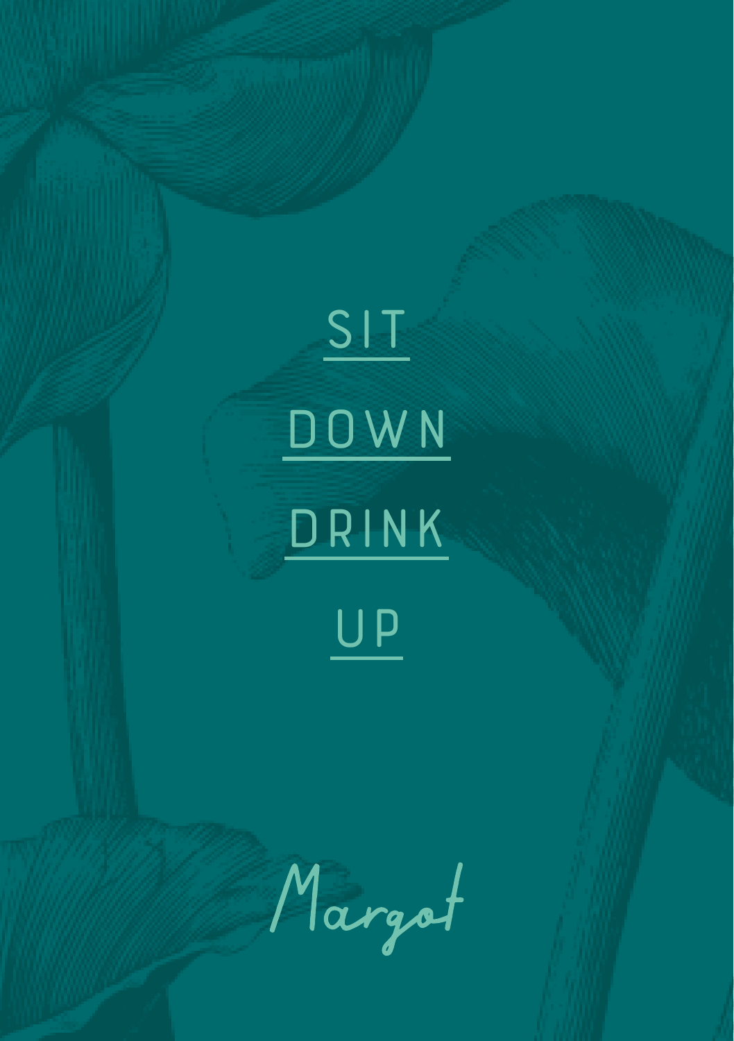SIT

DOWN

DRINK

UP

Margot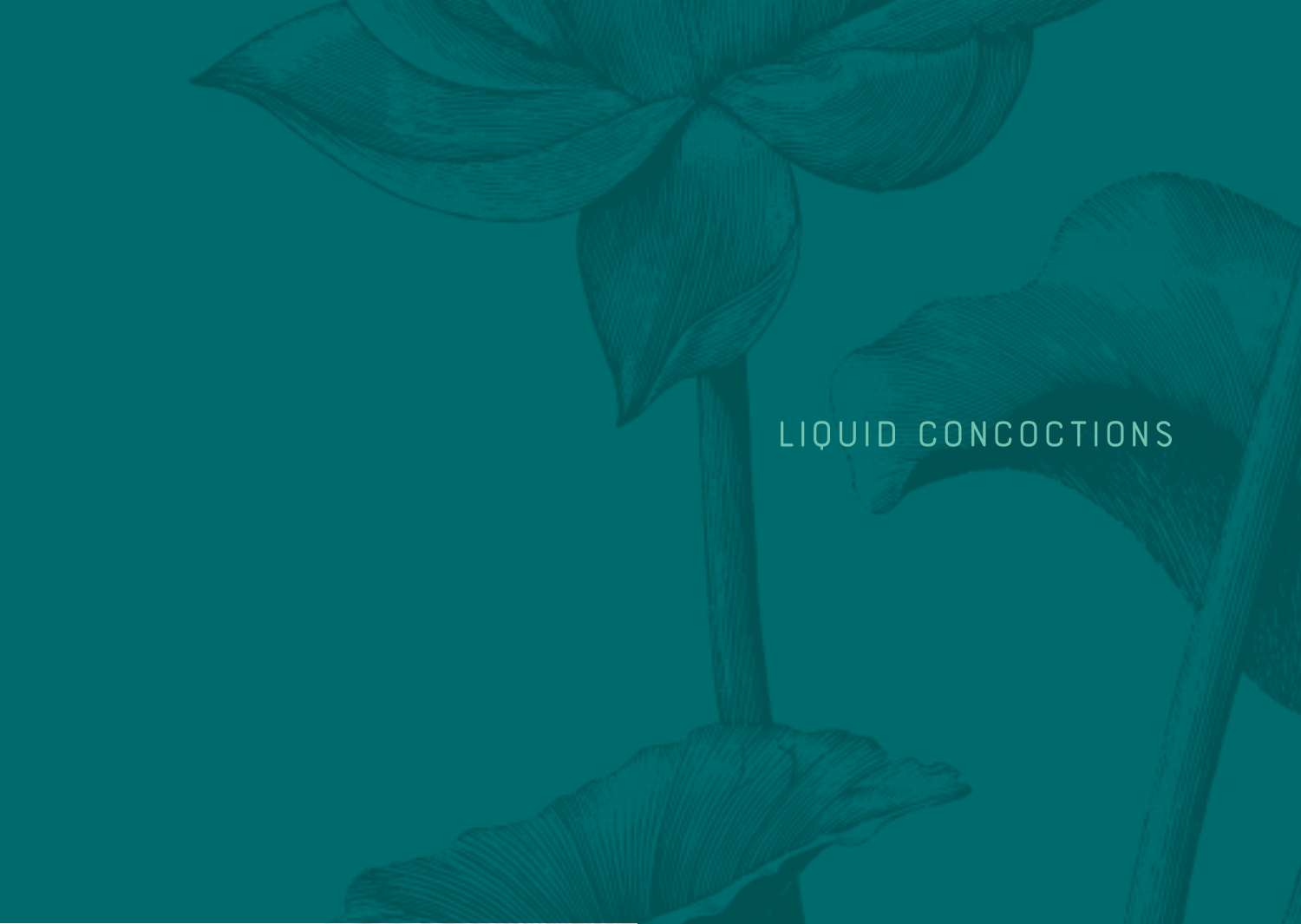# LIQUID CONCOCTIONS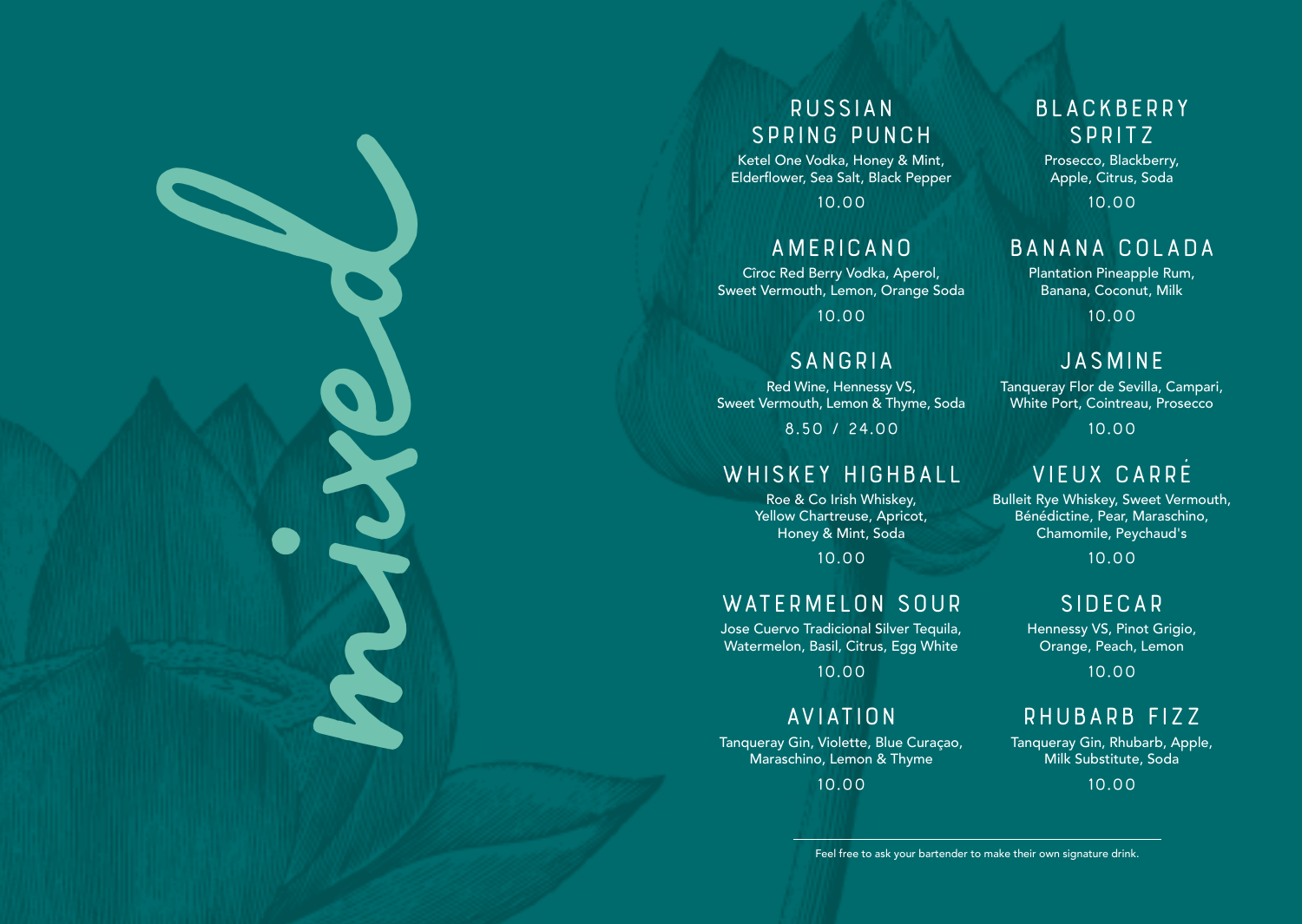# mixed

## RUSSIAN SPRING PUNCH

Ketel One Vodka, Honey & Mint, Elderflower, Sea Salt, Black Pepper

10.00

## AMERICANO

Cîroc Red Berry Vodka, Aperol, Sweet Vermouth, Lemon, Orange Soda

10.00

## SANGRIA

Red Wine, Hennessy VS, Sweet Vermouth, Lemon & Thyme, Soda

8.50 / 24.00

## WHISKEY HIGHBALL

Roe & Co Irish Whiskey, Yellow Chartreuse, Apricot, Honey & Mint, Soda

10.00

## WATERMELON SOUR

Jose Cuervo Tradicional Silver Tequila, Watermelon, Basil, Citrus, Egg White

10.00

## AVIATION

Tanqueray Gin, Violette, Blue Curaçao, Maraschino, Lemon & Thyme

10.00

## BLACKBERRY SPRITZ

Prosecco, Blackberry, Apple, Citrus, Soda

10.00

## BANANA COLADA

Plantation Pineapple Rum, Banana, Coconut, Milk

10.00

## JASMINE

Tanqueray Flor de Sevilla, Campari, White Port, Cointreau, Prosecco

10.00

## VIEUX CARRÉ

Bulleit Rye Whiskey, Sweet Vermouth, Bénédictine, Pear, Maraschino, Chamomile, Peychaud's

10.00

## SIDECAR

Hennessy VS, Pinot Grigio, Orange, Peach, Lemon

10.00

## RHUBARB FIZZ

Tanqueray Gin, Rhubarb, Apple, Milk Substitute, Soda

10.00

---

Feel free to ask your bartender to make their own signature drink.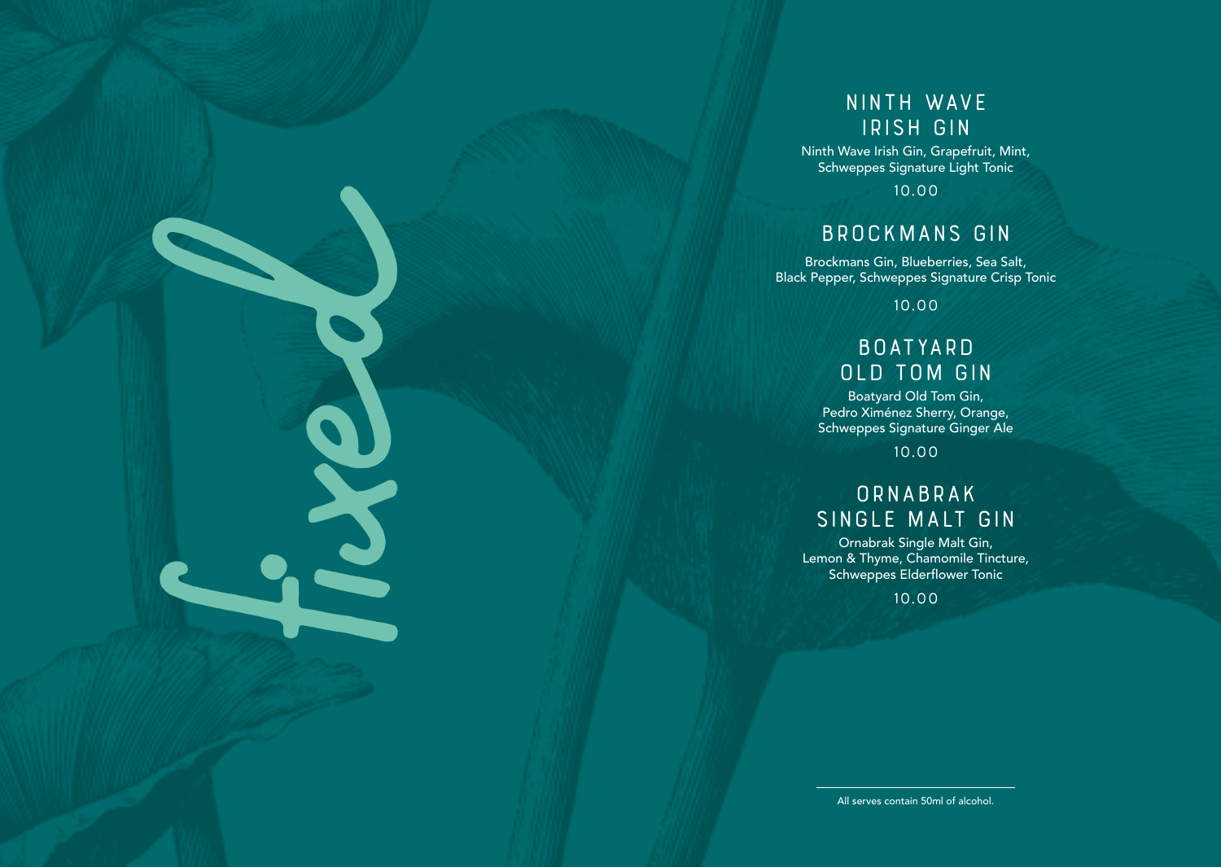fixed

## NINTH WAVE IRISH GIN

Ninth Wave Irish Gin, Grapefruit, Mint, Schweppes Signature Light Tonic

10.00

## BROCKMANS GIN

Brockmans Gin, Blueberries, Sea Salt, Black Pepper, Schweppes Signature Crisp Tonic

10.00

## BOATYARD OLD TOM GIN

Boatyard Old Tom Gin, Pedro Ximénez Sherry, Orange, Schweppes Signature Ginger Ale

10.00

## ORNABRAK SINGLE MALT GIN

Ornabrak Single Malt Gin, Lemon & Thyme, Chamomile Tincture, Schweppes Elderflower Tonic

10.00

---

All serves contain 50ml of alcohol.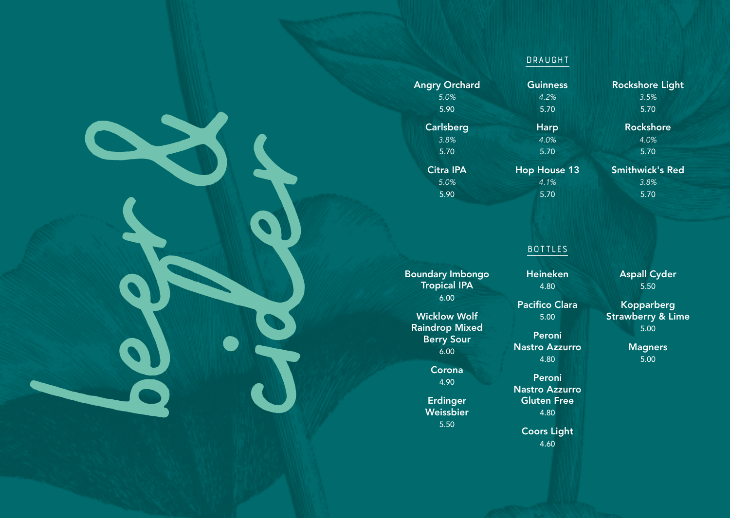# beer & cider

## DRAUGHT

**Angry Orchard**
*5.0%*
5.90

**Carlsberg**
*3.8%*
5.70

**Citra IPA**
*5.0%*
5.90

**Guinness**
*4.2%*
5.70

**Harp**
*4.0%*
5.70

**Hop House 13**
*4.1%*
5.70

**Rockshore Light**
*3.5%*
5.70

**Rockshore**
*4.0%*
5.70

**Smithwick's Red**
*3.8%*
5.70

## BOTTLES

**Boundary Imbongo Tropical IPA**
6.00

**Wicklow Wolf Raindrop Mixed Berry Sour**
6.00

**Corona**
4.90

**Erdinger Weissbier**
5.50

**Heineken**
4.80

**Pacifico Clara**
5.00

**Peroni Nastro Azzurro**
4.80

**Peroni Nastro Azzurro Gluten Free**
4.80

**Coors Light**
4.60

**Aspall Cyder**
5.50

**Kopparberg Strawberry & Lime**
5.00

**Magners**
5.00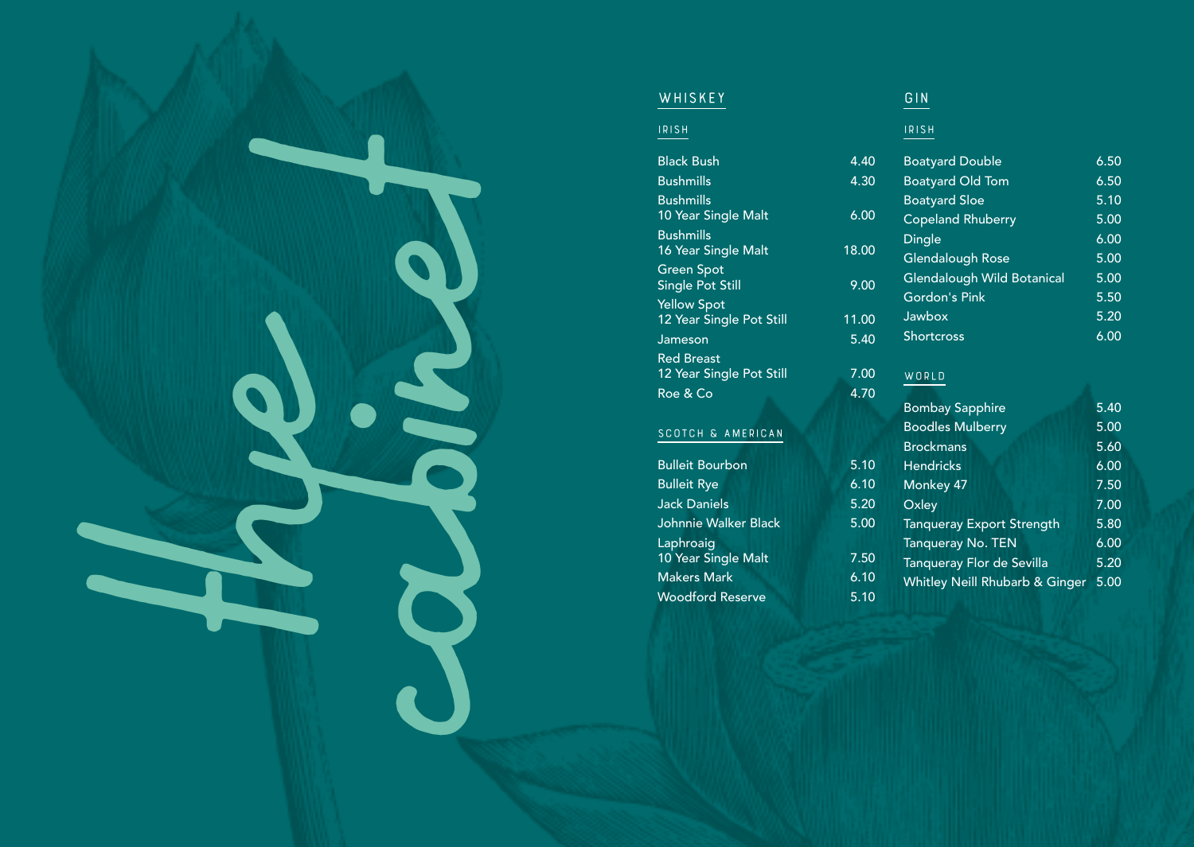# the cabinet

## WHISKEY

### IRISH

| | |
|---|---|
| Black Bush | 4.40 |
| Bushmills | 4.30 |
| Bushmills 10 Year Single Malt | 6.00 |
| Bushmills 16 Year Single Malt | 18.00 |
| Green Spot Single Pot Still | 9.00 |
| Yellow Spot 12 Year Single Pot Still | 11.00 |
| Jameson | 5.40 |
| Red Breast 12 Year Single Pot Still | 7.00 |
| Roe & Co | 4.70 |

### SCOTCH & AMERICAN

| | |
|---|---|
| Bulleit Bourbon | 5.10 |
| Bulleit Rye | 6.10 |
| Jack Daniels | 5.20 |
| Johnnie Walker Black | 5.00 |
| Laphroaig 10 Year Single Malt | 7.50 |
| Makers Mark | 6.10 |
| Woodford Reserve | 5.10 |

## GIN

### IRISH

| | |
|---|---|
| Boatyard Double | 6.50 |
| Boatyard Old Tom | 6.50 |
| Boatyard Sloe | 5.10 |
| Copeland Rhuberry | 5.00 |
| Dingle | 6.00 |
| Glendalough Rose | 5.00 |
| Glendalough Wild Botanical | 5.00 |
| Gordon's Pink | 5.50 |
| Jawbox | 5.20 |
| Shortcross | 6.00 |

### WORLD

| | |
|---|---|
| Bombay Sapphire | 5.40 |
| Boodles Mulberry | 5.00 |
| Brockmans | 5.60 |
| Hendricks | 6.00 |
| Monkey 47 | 7.50 |
| Oxley | 7.00 |
| Tanqueray Export Strength | 5.80 |
| Tanqueray No. TEN | 6.00 |
| Tanqueray Flor de Sevilla | 5.20 |
| Whitley Neill Rhubarb & Ginger | 5.00 |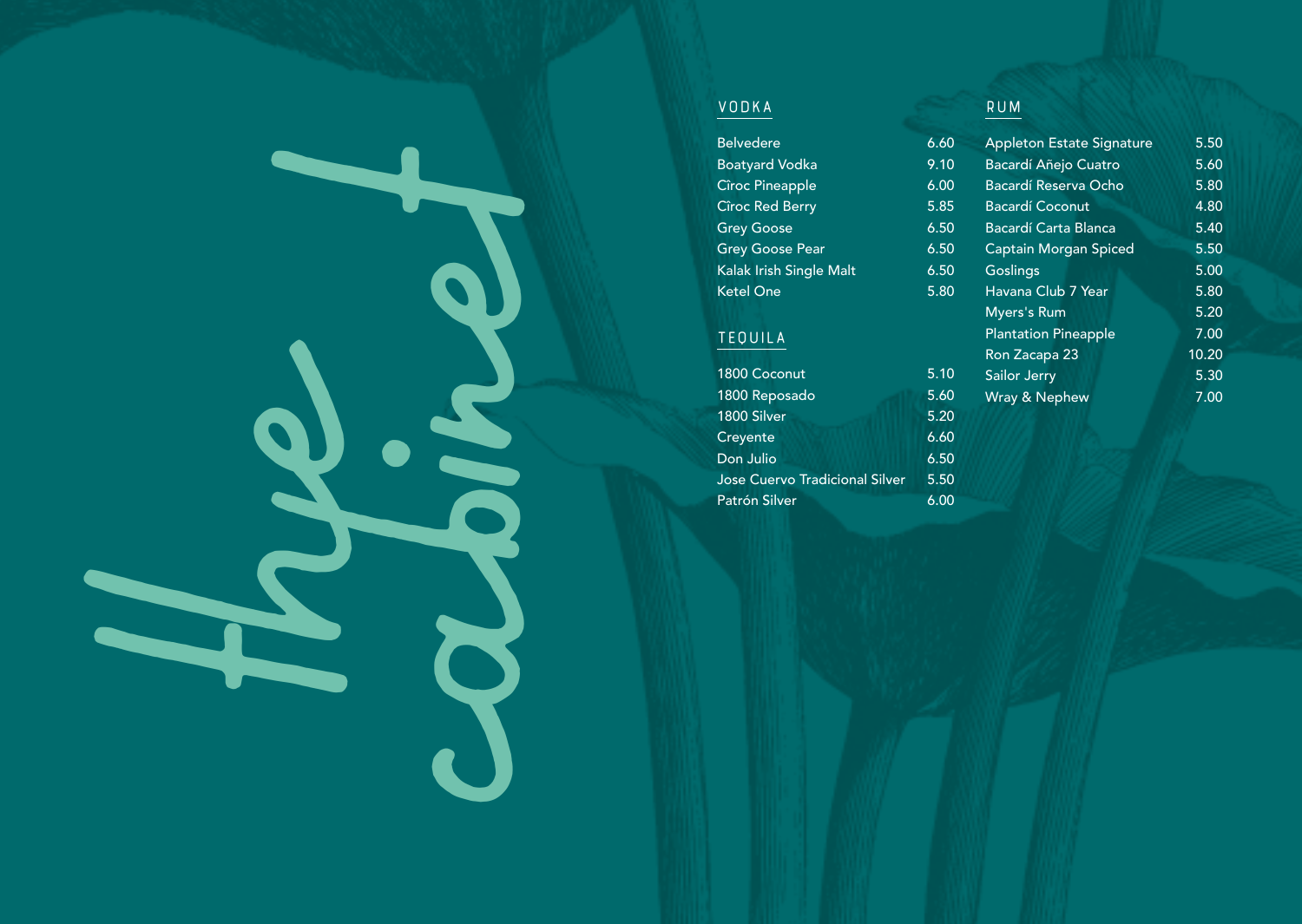the cabinet

## VODKA

| Item | Price |
|---|---|
| Belvedere | 6.60 |
| Boatyard Vodka | 9.10 |
| Cîroc Pineapple | 6.00 |
| Cîroc Red Berry | 5.85 |
| Grey Goose | 6.50 |
| Grey Goose Pear | 6.50 |
| Kalak Irish Single Malt | 6.50 |
| Ketel One | 5.80 |

## TEQUILA

| Item | Price |
|---|---|
| 1800 Coconut | 5.10 |
| 1800 Reposado | 5.60 |
| 1800 Silver | 5.20 |
| Creyente | 6.60 |
| Don Julio | 6.50 |
| Jose Cuervo Tradicional Silver | 5.50 |
| Patrón Silver | 6.00 |

## RUM

| Item | Price |
|---|---|
| Appleton Estate Signature | 5.50 |
| Bacardí Añejo Cuatro | 5.60 |
| Bacardí Reserva Ocho | 5.80 |
| Bacardí Coconut | 4.80 |
| Bacardí Carta Blanca | 5.40 |
| Captain Morgan Spiced | 5.50 |
| Goslings | 5.00 |
| Havana Club 7 Year | 5.80 |
| Myers's Rum | 5.20 |
| Plantation Pineapple | 7.00 |
| Ron Zacapa 23 | 10.20 |
| Sailor Jerry | 5.30 |
| Wray & Nephew | 7.00 |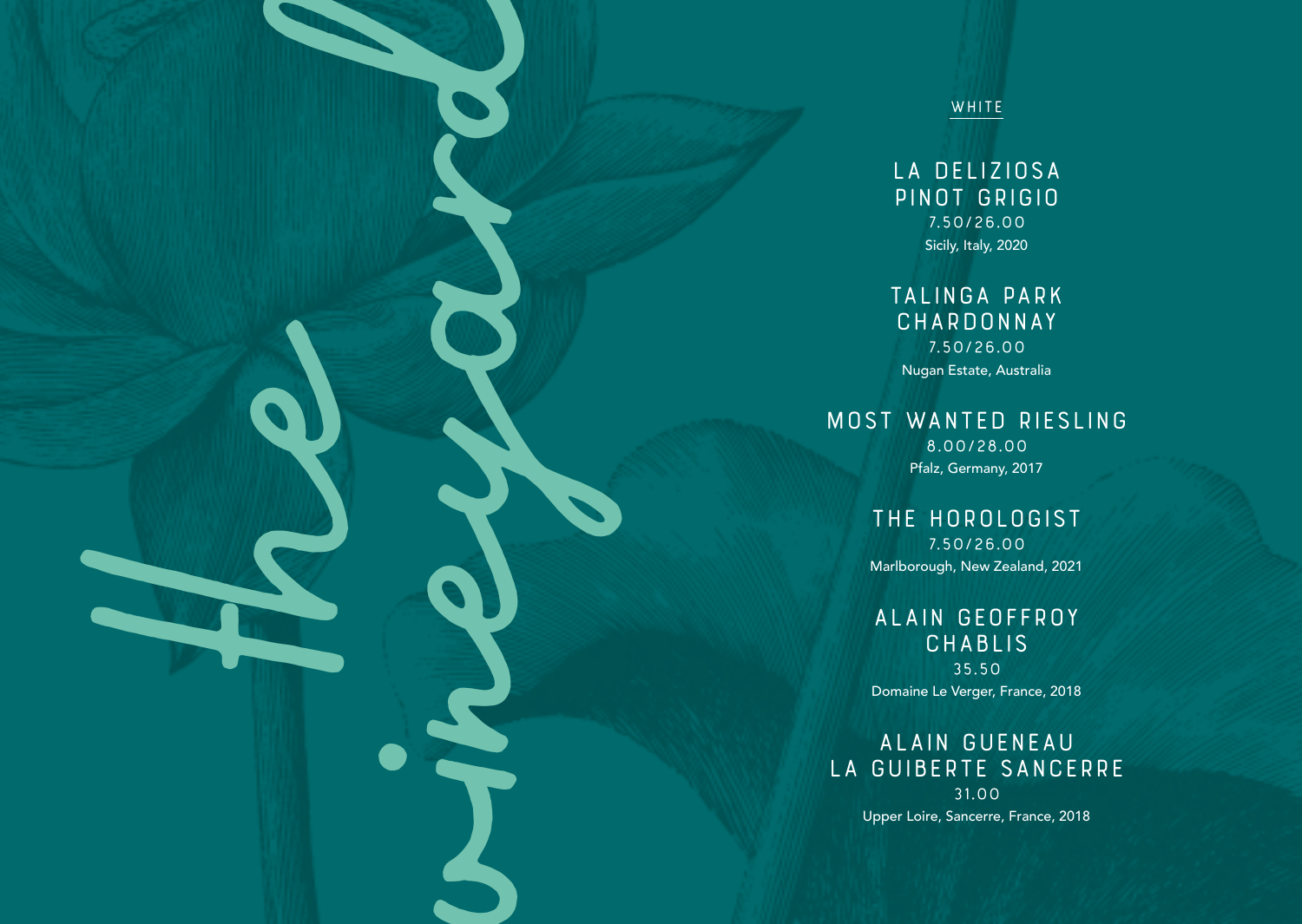the vineyard

## WHITE

### LA DELIZIOSA PINOT GRIGIO
7.50/26.00

Sicily, Italy, 2020

### TALINGA PARK CHARDONNAY
7.50/26.00

Nugan Estate, Australia

### MOST WANTED RIESLING
8.00/28.00

Pfalz, Germany, 2017

### THE HOROLOGIST
7.50/26.00

Marlborough, New Zealand, 2021

### ALAIN GEOFFROY CHABLIS
35.50

Domaine Le Verger, France, 2018

### ALAIN GUENEAU LA GUIBERTE SANCERRE
31.00

Upper Loire, Sancerre, France, 2018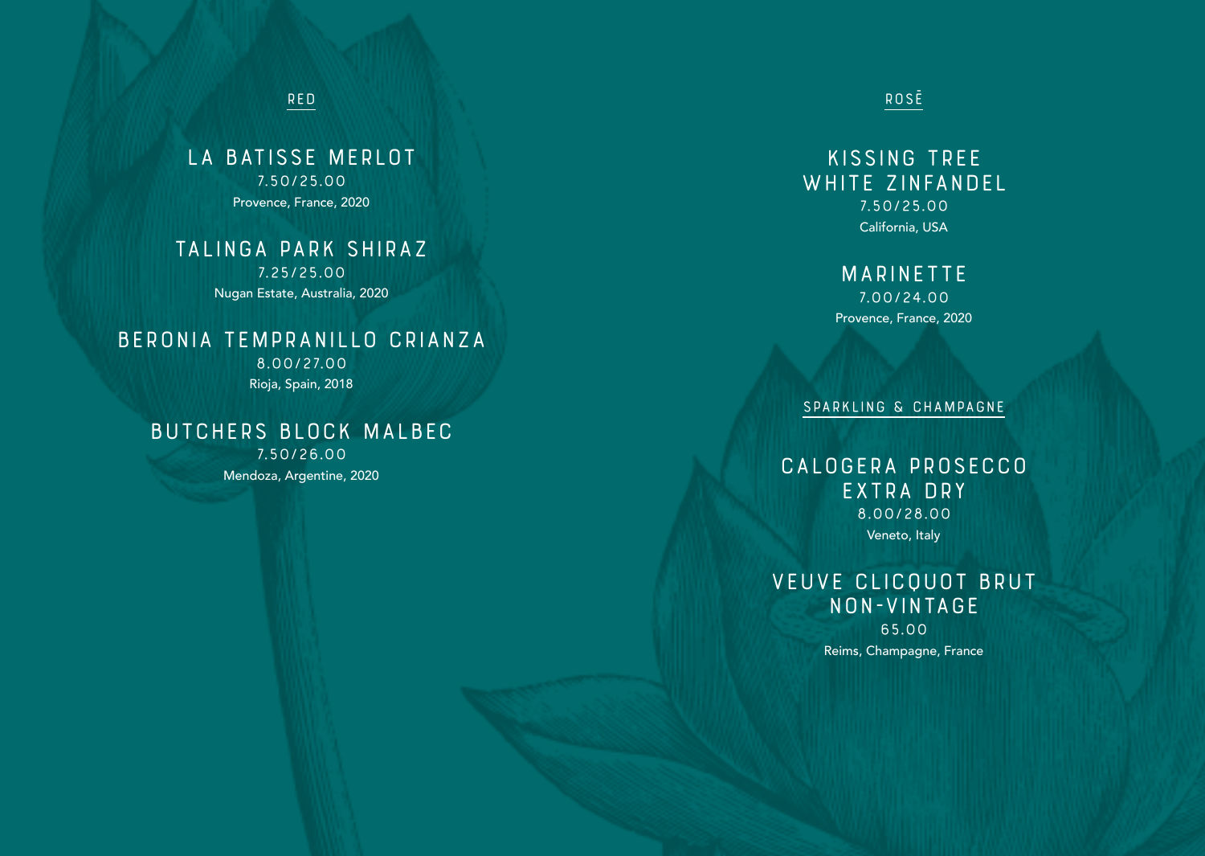## RED

### LA BATISSE MERLOT
7.50/25.00
Provence, France, 2020

### TALINGA PARK SHIRAZ
7.25/25.00
Nugan Estate, Australia, 2020

### BERONIA TEMPRANILLO CRIANZA
8.00/27.00
Rioja, Spain, 2018

### BUTCHERS BLOCK MALBEC
7.50/26.00
Mendoza, Argentine, 2020

## ROSĒ

### KISSING TREE WHITE ZINFANDEL
7.50/25.00
California, USA

### MARINETTE
7.00/24.00
Provence, France, 2020

## SPARKLING & CHAMPAGNE

### CALOGERA PROSECCO EXTRA DRY
8.00/28.00
Veneto, Italy

### VEUVE CLICQUOT BRUT NON-VINTAGE
65.00
Reims, Champagne, France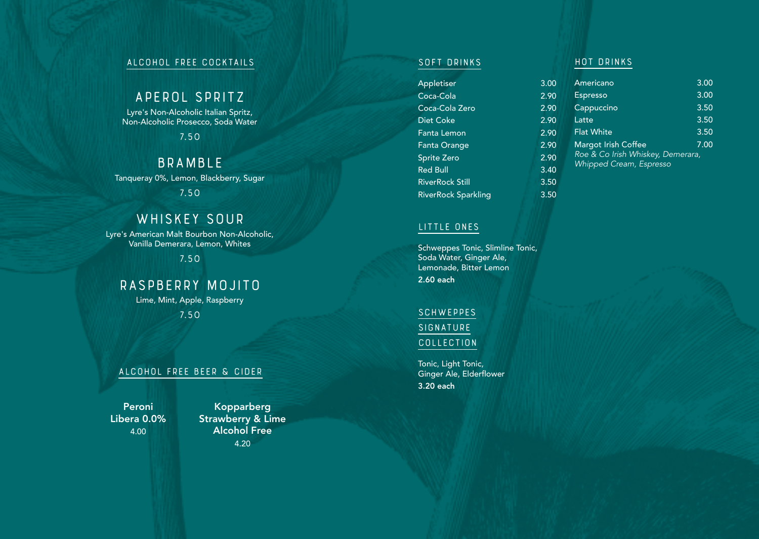## ALCOHOL FREE COCKTAILS

### APEROL SPRITZ

Lyre's Non-Alcoholic Italian Spritz, Non-Alcoholic Prosecco, Soda Water

7.50

### BRAMBLE

Tanqueray 0%, Lemon, Blackberry, Sugar

7.50

### WHISKEY SOUR

Lyre's American Malt Bourbon Non-Alcoholic, Vanilla Demerara, Lemon, Whites

7.50

### RASPBERRY MOJITO

Lime, Mint, Apple, Raspberry

7.50

## ALCOHOL FREE BEER & CIDER

**Peroni Libera 0.0%**
4.00

**Kopparberg Strawberry & Lime Alcohol Free**
4.20

## SOFT DRINKS

| | |
|---|---|
| Appletiser | 3.00 |
| Coca-Cola | 2.90 |
| Coca-Cola Zero | 2.90 |
| Diet Coke | 2.90 |
| Fanta Lemon | 2.90 |
| Fanta Orange | 2.90 |
| Sprite Zero | 2.90 |
| Red Bull | 3.40 |
| RiverRock Still | 3.50 |
| RiverRock Sparkling | 3.50 |

## LITTLE ONES

Schweppes Tonic, Slimline Tonic, Soda Water, Ginger Ale, Lemonade, Bitter Lemon

**2.60 each**

## SCHWEPPES SIGNATURE COLLECTION

Tonic, Light Tonic, Ginger Ale, Elderflower

**3.20 each**

## HOT DRINKS

| | |
|---|---|
| Americano | 3.00 |
| Espresso | 3.00 |
| Cappuccino | 3.50 |
| Latte | 3.50 |
| Flat White | 3.50 |
| Margot Irish Coffee | 7.00 |

*Roe & Co Irish Whiskey, Demerara, Whipped Cream, Espresso*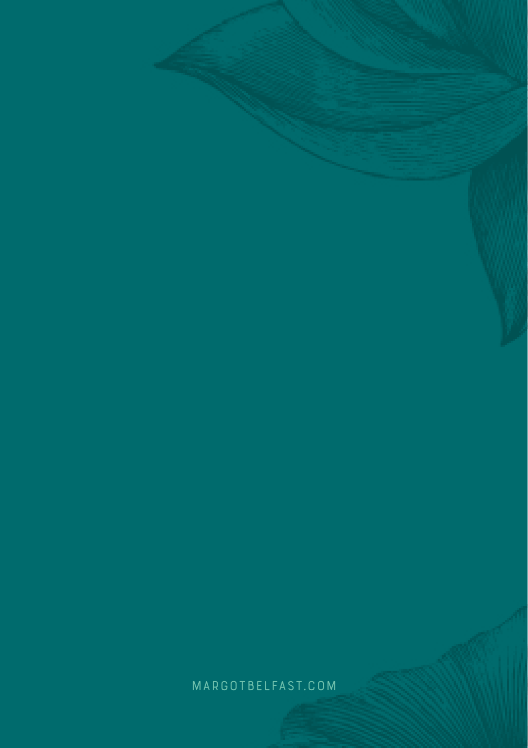MARGOTBELFAST.COM